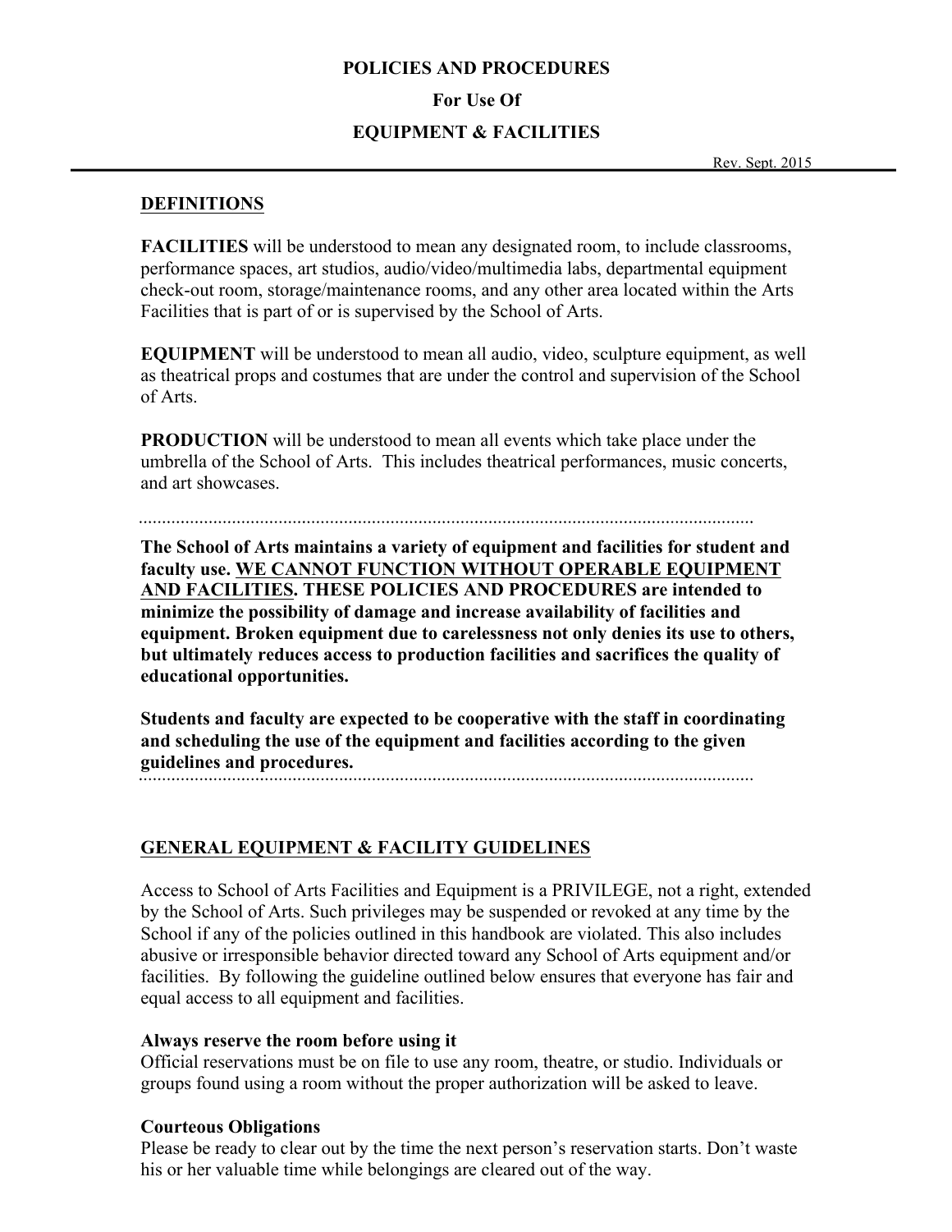# POLICIES AND PROCEDURES

## For Use Of

## EQUIPMENT & FACILITIES

Rev. Sept. 2015

---

### DEFINITIONS

**FACILITIES** will be understood to mean any designated room, to include classrooms, performance spaces, art studios, audio/video/multimedia labs, departmental equipment check-out room, storage/maintenance rooms, and any other area located within the Arts Facilities that is part of or is supervised by the School of Arts.

**EQUIPMENT** will be understood to mean all audio, video, sculpture equipment, as well as theatrical props and costumes that are under the control and supervision of the School of Arts.

**PRODUCTION** will be understood to mean all events which take place under the umbrella of the School of Arts. This includes theatrical performances, music concerts, and art showcases.

---

**The School of Arts maintains a variety of equipment and facilities for student and faculty use. <u>WE CANNOT FUNCTION WITHOUT OPERABLE EQUIPMENT AND FACILITIES</u>. THESE POLICIES AND PROCEDURES are intended to minimize the possibility of damage and increase availability of facilities and equipment. Broken equipment due to carelessness not only denies its use to others, but ultimately reduces access to production facilities and sacrifices the quality of educational opportunities.**

**Students and faculty are expected to be cooperative with the staff in coordinating and scheduling the use of the equipment and facilities according to the given guidelines and procedures.**

---

### GENERAL EQUIPMENT & FACILITY GUIDELINES

Access to School of Arts Facilities and Equipment is a PRIVILEGE, not a right, extended by the School of Arts. Such privileges may be suspended or revoked at any time by the School if any of the policies outlined in this handbook are violated. This also includes abusive or irresponsible behavior directed toward any School of Arts equipment and/or facilities. By following the guideline outlined below ensures that everyone has fair and equal access to all equipment and facilities.

**Always reserve the room before using it**
Official reservations must be on file to use any room, theatre, or studio. Individuals or groups found using a room without the proper authorization will be asked to leave.

**Courteous Obligations**
Please be ready to clear out by the time the next person's reservation starts. Don't waste his or her valuable time while belongings are cleared out of the way.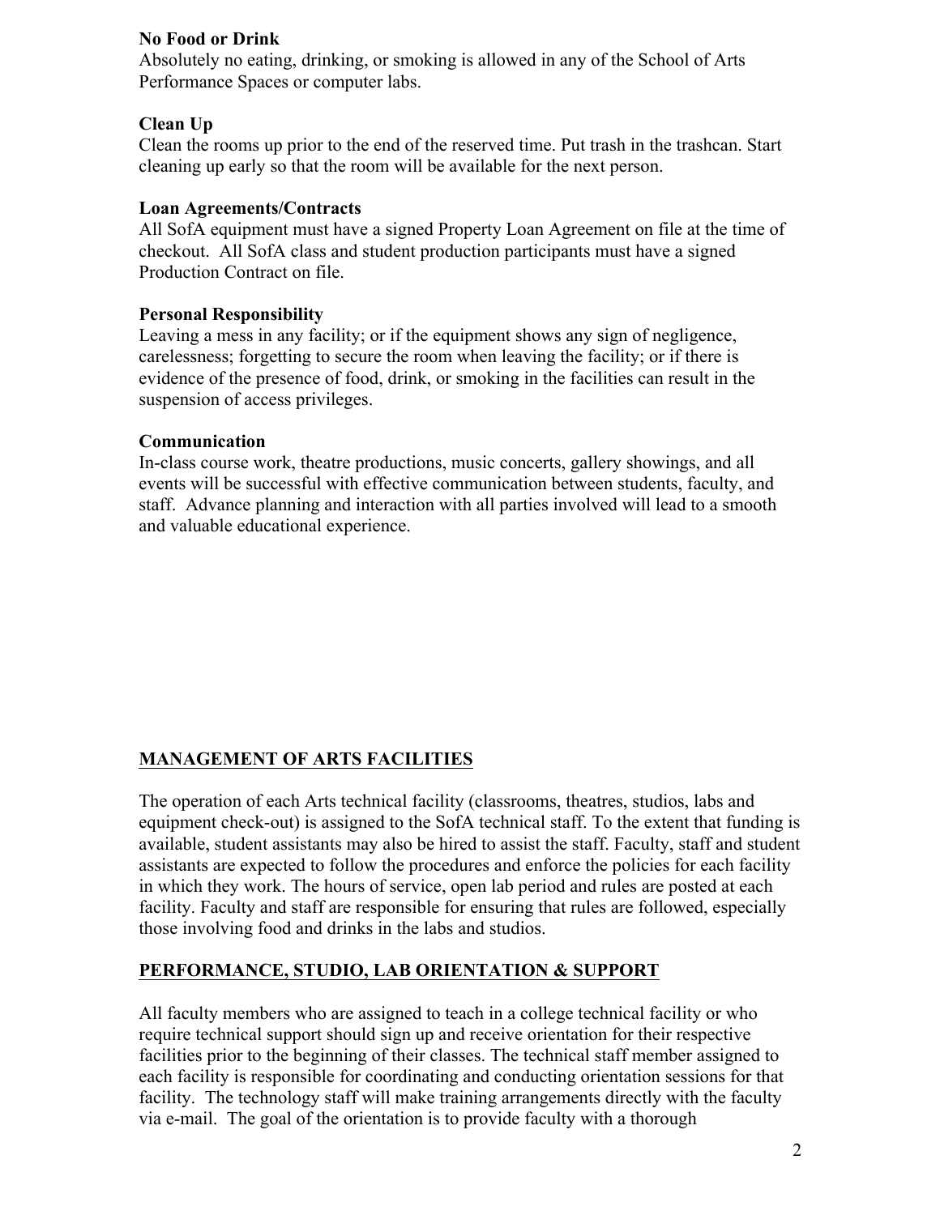**No Food or Drink**
Absolutely no eating, drinking, or smoking is allowed in any of the School of Arts Performance Spaces or computer labs.

**Clean Up**
Clean the rooms up prior to the end of the reserved time. Put trash in the trashcan. Start cleaning up early so that the room will be available for the next person.

**Loan Agreements/Contracts**
All SofA equipment must have a signed Property Loan Agreement on file at the time of checkout. All SofA class and student production participants must have a signed Production Contract on file.

**Personal Responsibility**
Leaving a mess in any facility; or if the equipment shows any sign of negligence, carelessness; forgetting to secure the room when leaving the facility; or if there is evidence of the presence of food, drink, or smoking in the facilities can result in the suspension of access privileges.

**Communication**
In-class course work, theatre productions, music concerts, gallery showings, and all events will be successful with effective communication between students, faculty, and staff. Advance planning and interaction with all parties involved will lead to a smooth and valuable educational experience.

## MANAGEMENT OF ARTS FACILITIES

The operation of each Arts technical facility (classrooms, theatres, studios, labs and equipment check-out) is assigned to the SofA technical staff. To the extent that funding is available, student assistants may also be hired to assist the staff. Faculty, staff and student assistants are expected to follow the procedures and enforce the policies for each facility in which they work. The hours of service, open lab period and rules are posted at each facility. Faculty and staff are responsible for ensuring that rules are followed, especially those involving food and drinks in the labs and studios.

## PERFORMANCE, STUDIO, LAB ORIENTATION & SUPPORT

All faculty members who are assigned to teach in a college technical facility or who require technical support should sign up and receive orientation for their respective facilities prior to the beginning of their classes. The technical staff member assigned to each facility is responsible for coordinating and conducting orientation sessions for that facility. The technology staff will make training arrangements directly with the faculty via e-mail. The goal of the orientation is to provide faculty with a thorough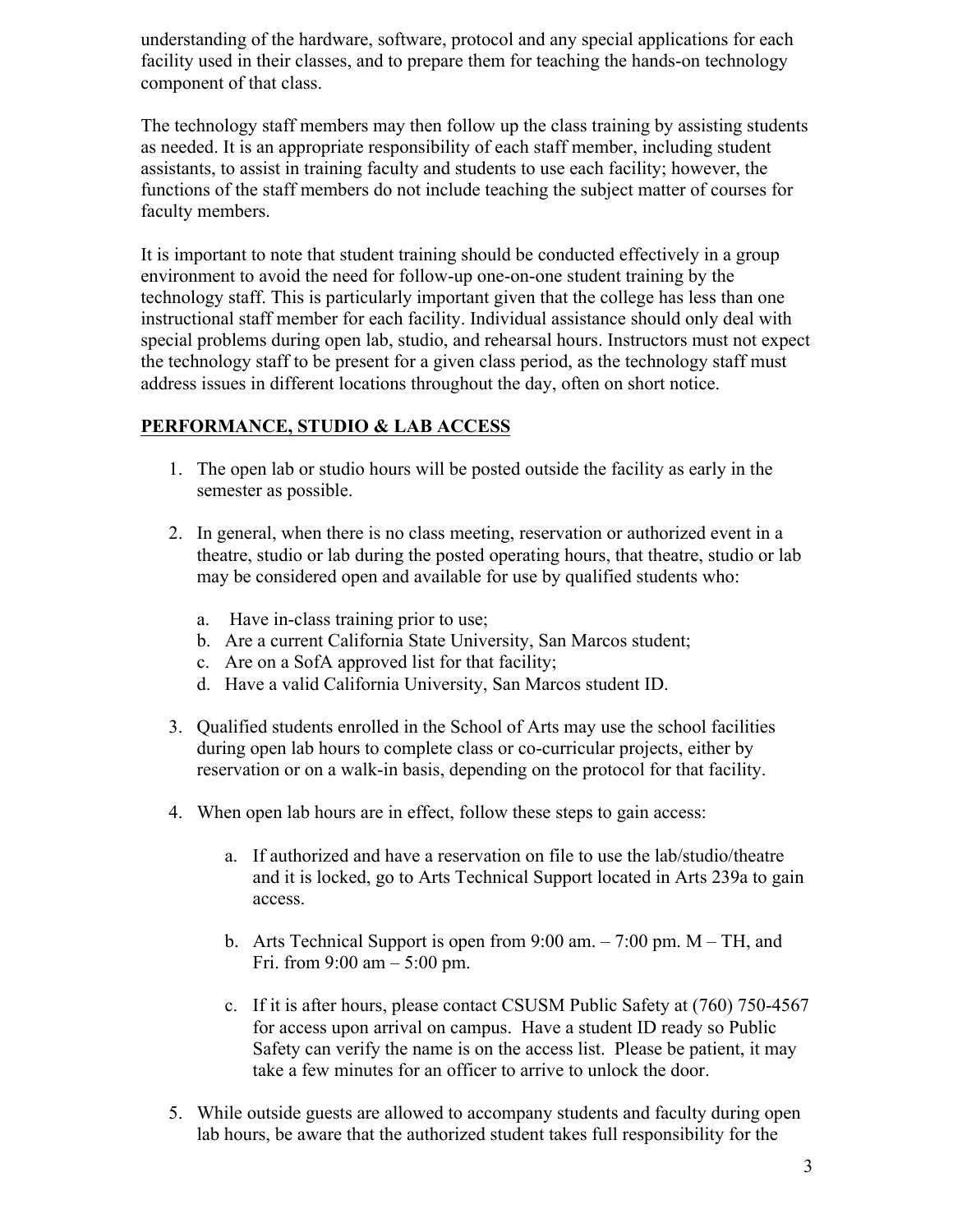understanding of the hardware, software, protocol and any special applications for each facility used in their classes, and to prepare them for teaching the hands-on technology component of that class.

The technology staff members may then follow up the class training by assisting students as needed. It is an appropriate responsibility of each staff member, including student assistants, to assist in training faculty and students to use each facility; however, the functions of the staff members do not include teaching the subject matter of courses for faculty members.

It is important to note that student training should be conducted effectively in a group environment to avoid the need for follow-up one-on-one student training by the technology staff. This is particularly important given that the college has less than one instructional staff member for each facility. Individual assistance should only deal with special problems during open lab, studio, and rehearsal hours. Instructors must not expect the technology staff to be present for a given class period, as the technology staff must address issues in different locations throughout the day, often on short notice.

## PERFORMANCE, STUDIO & LAB ACCESS

1. The open lab or studio hours will be posted outside the facility as early in the semester as possible.

2. In general, when there is no class meeting, reservation or authorized event in a theatre, studio or lab during the posted operating hours, that theatre, studio or lab may be considered open and available for use by qualified students who:

    a. Have in-class training prior to use;
    b. Are a current California State University, San Marcos student;
    c. Are on a SofA approved list for that facility;
    d. Have a valid California University, San Marcos student ID.

3. Qualified students enrolled in the School of Arts may use the school facilities during open lab hours to complete class or co-curricular projects, either by reservation or on a walk-in basis, depending on the protocol for that facility.

4. When open lab hours are in effect, follow these steps to gain access:

    a. If authorized and have a reservation on file to use the lab/studio/theatre and it is locked, go to Arts Technical Support located in Arts 239a to gain access.

    b. Arts Technical Support is open from 9:00 am. – 7:00 pm. M – TH, and Fri. from 9:00 am – 5:00 pm.

    c. If it is after hours, please contact CSUSM Public Safety at (760) 750-4567 for access upon arrival on campus. Have a student ID ready so Public Safety can verify the name is on the access list. Please be patient, it may take a few minutes for an officer to arrive to unlock the door.

5. While outside guests are allowed to accompany students and faculty during open lab hours, be aware that the authorized student takes full responsibility for the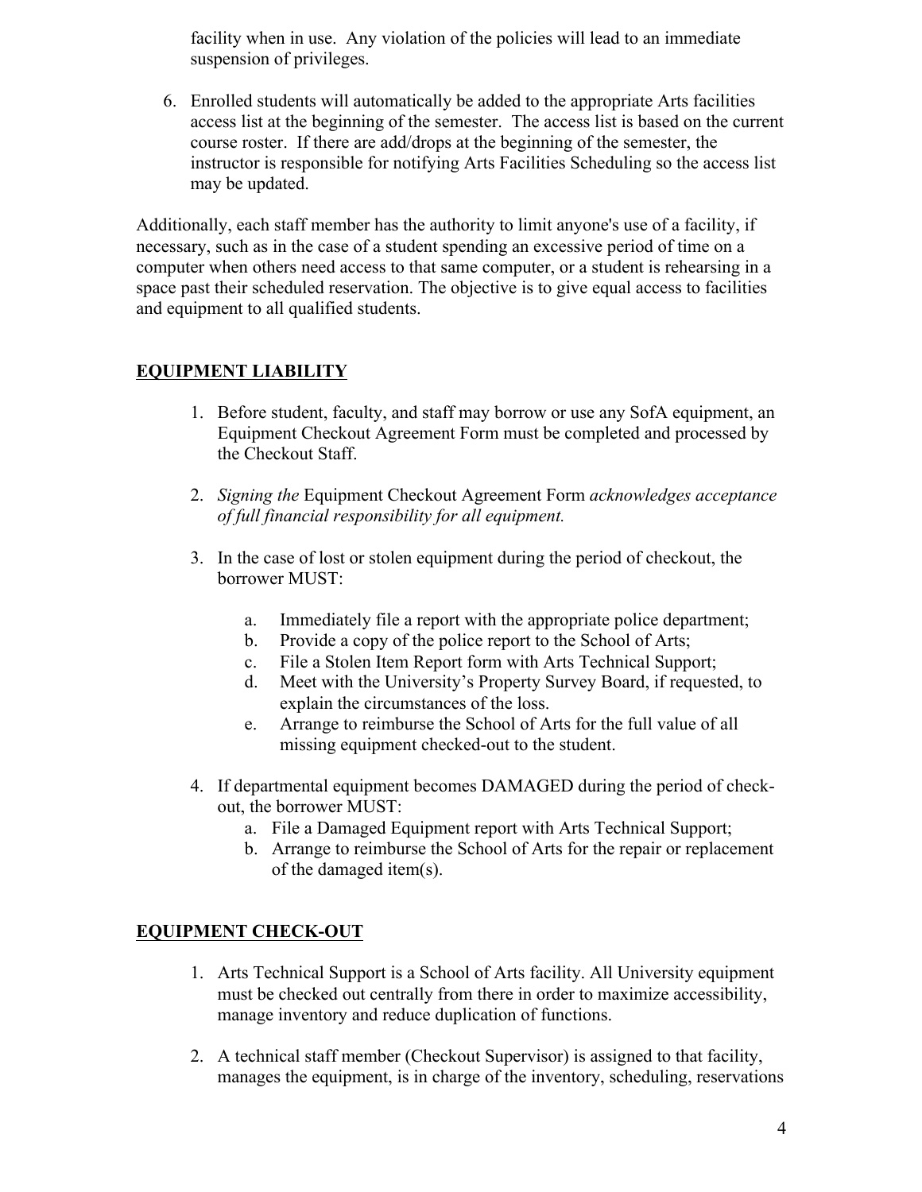facility when in use. Any violation of the policies will lead to an immediate suspension of privileges.

6. Enrolled students will automatically be added to the appropriate Arts facilities access list at the beginning of the semester. The access list is based on the current course roster. If there are add/drops at the beginning of the semester, the instructor is responsible for notifying Arts Facilities Scheduling so the access list may be updated.

Additionally, each staff member has the authority to limit anyone's use of a facility, if necessary, such as in the case of a student spending an excessive period of time on a computer when others need access to that same computer, or a student is rehearsing in a space past their scheduled reservation. The objective is to give equal access to facilities and equipment to all qualified students.

## EQUIPMENT LIABILITY

1. Before student, faculty, and staff may borrow or use any SofA equipment, an Equipment Checkout Agreement Form must be completed and processed by the Checkout Staff.

2. *Signing the* Equipment Checkout Agreement Form *acknowledges acceptance of full financial responsibility for all equipment.*

3. In the case of lost or stolen equipment during the period of checkout, the borrower MUST:

   a. Immediately file a report with the appropriate police department;
   b. Provide a copy of the police report to the School of Arts;
   c. File a Stolen Item Report form with Arts Technical Support;
   d. Meet with the University's Property Survey Board, if requested, to explain the circumstances of the loss.
   e. Arrange to reimburse the School of Arts for the full value of all missing equipment checked-out to the student.

4. If departmental equipment becomes DAMAGED during the period of check-out, the borrower MUST:
   a. File a Damaged Equipment report with Arts Technical Support;
   b. Arrange to reimburse the School of Arts for the repair or replacement of the damaged item(s).

## EQUIPMENT CHECK-OUT

1. Arts Technical Support is a School of Arts facility. All University equipment must be checked out centrally from there in order to maximize accessibility, manage inventory and reduce duplication of functions.

2. A technical staff member (Checkout Supervisor) is assigned to that facility, manages the equipment, is in charge of the inventory, scheduling, reservations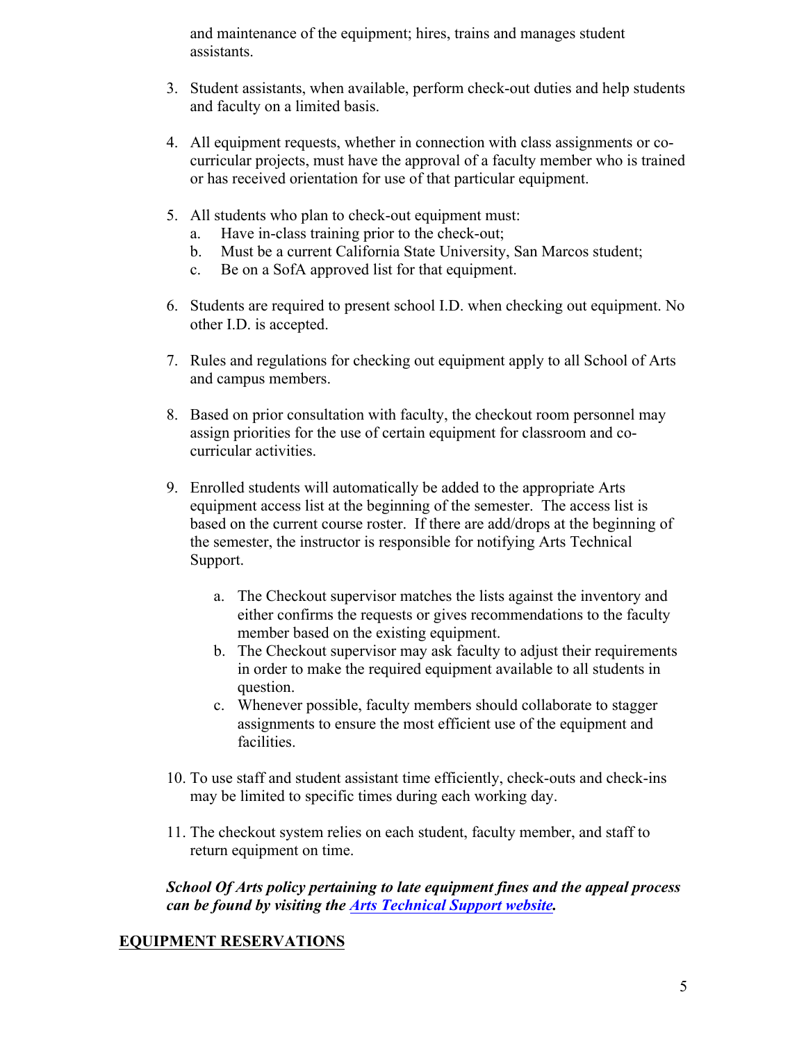and maintenance of the equipment; hires, trains and manages student assistants.

3. Student assistants, when available, perform check-out duties and help students and faculty on a limited basis.

4. All equipment requests, whether in connection with class assignments or co-curricular projects, must have the approval of a faculty member who is trained or has received orientation for use of that particular equipment.

5. All students who plan to check-out equipment must:
   a. Have in-class training prior to the check-out;
   b. Must be a current California State University, San Marcos student;
   c. Be on a SofA approved list for that equipment.

6. Students are required to present school I.D. when checking out equipment. No other I.D. is accepted.

7. Rules and regulations for checking out equipment apply to all School of Arts and campus members.

8. Based on prior consultation with faculty, the checkout room personnel may assign priorities for the use of certain equipment for classroom and co-curricular activities.

9. Enrolled students will automatically be added to the appropriate Arts equipment access list at the beginning of the semester. The access list is based on the current course roster. If there are add/drops at the beginning of the semester, the instructor is responsible for notifying Arts Technical Support.

   a. The Checkout supervisor matches the lists against the inventory and either confirms the requests or gives recommendations to the faculty member based on the existing equipment.
   b. The Checkout supervisor may ask faculty to adjust their requirements in order to make the required equipment available to all students in question.
   c. Whenever possible, faculty members should collaborate to stagger assignments to ensure the most efficient use of the equipment and facilities.

10. To use staff and student assistant time efficiently, check-outs and check-ins may be limited to specific times during each working day.

11. The checkout system relies on each student, faculty member, and staff to return equipment on time.

***School Of Arts policy pertaining to late equipment fines and the appeal process can be found by visiting the Arts Technical Support website.***

## EQUIPMENT RESERVATIONS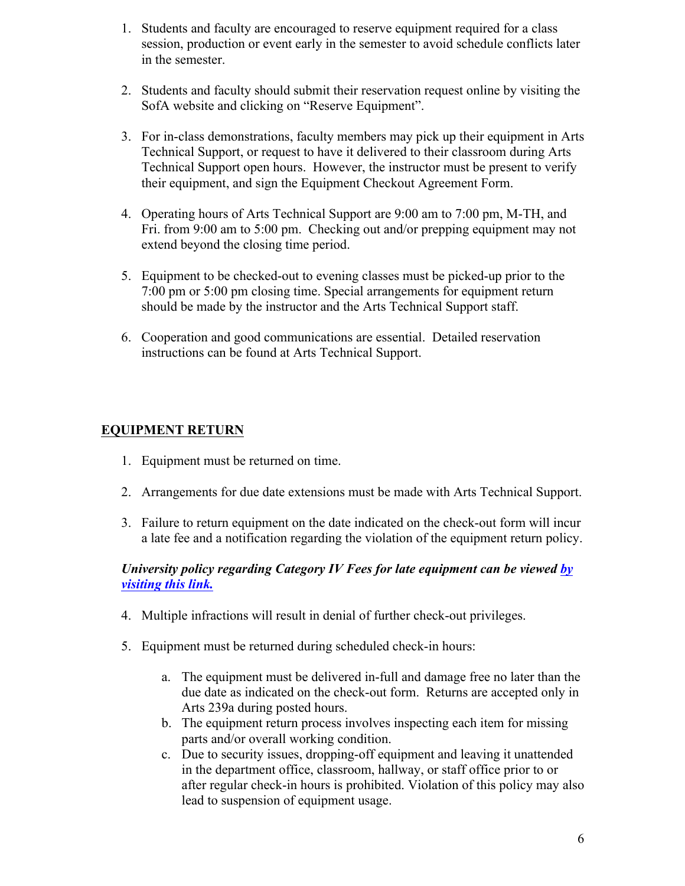1. Students and faculty are encouraged to reserve equipment required for a class session, production or event early in the semester to avoid schedule conflicts later in the semester.

2. Students and faculty should submit their reservation request online by visiting the SofA website and clicking on "Reserve Equipment".

3. For in-class demonstrations, faculty members may pick up their equipment in Arts Technical Support, or request to have it delivered to their classroom during Arts Technical Support open hours. However, the instructor must be present to verify their equipment, and sign the Equipment Checkout Agreement Form.

4. Operating hours of Arts Technical Support are 9:00 am to 7:00 pm, M-TH, and Fri. from 9:00 am to 5:00 pm. Checking out and/or prepping equipment may not extend beyond the closing time period.

5. Equipment to be checked-out to evening classes must be picked-up prior to the 7:00 pm or 5:00 pm closing time. Special arrangements for equipment return should be made by the instructor and the Arts Technical Support staff.

6. Cooperation and good communications are essential. Detailed reservation instructions can be found at Arts Technical Support.

## EQUIPMENT RETURN

1. Equipment must be returned on time.

2. Arrangements for due date extensions must be made with Arts Technical Support.

3. Failure to return equipment on the date indicated on the check-out form will incur a late fee and a notification regarding the violation of the equipment return policy.

***University policy regarding Category IV Fees for late equipment can be viewed by visiting this link.***

4. Multiple infractions will result in denial of further check-out privileges.

5. Equipment must be returned during scheduled check-in hours:

    a. The equipment must be delivered in-full and damage free no later than the due date as indicated on the check-out form. Returns are accepted only in Arts 239a during posted hours.
    b. The equipment return process involves inspecting each item for missing parts and/or overall working condition.
    c. Due to security issues, dropping-off equipment and leaving it unattended in the department office, classroom, hallway, or staff office prior to or after regular check-in hours is prohibited. Violation of this policy may also lead to suspension of equipment usage.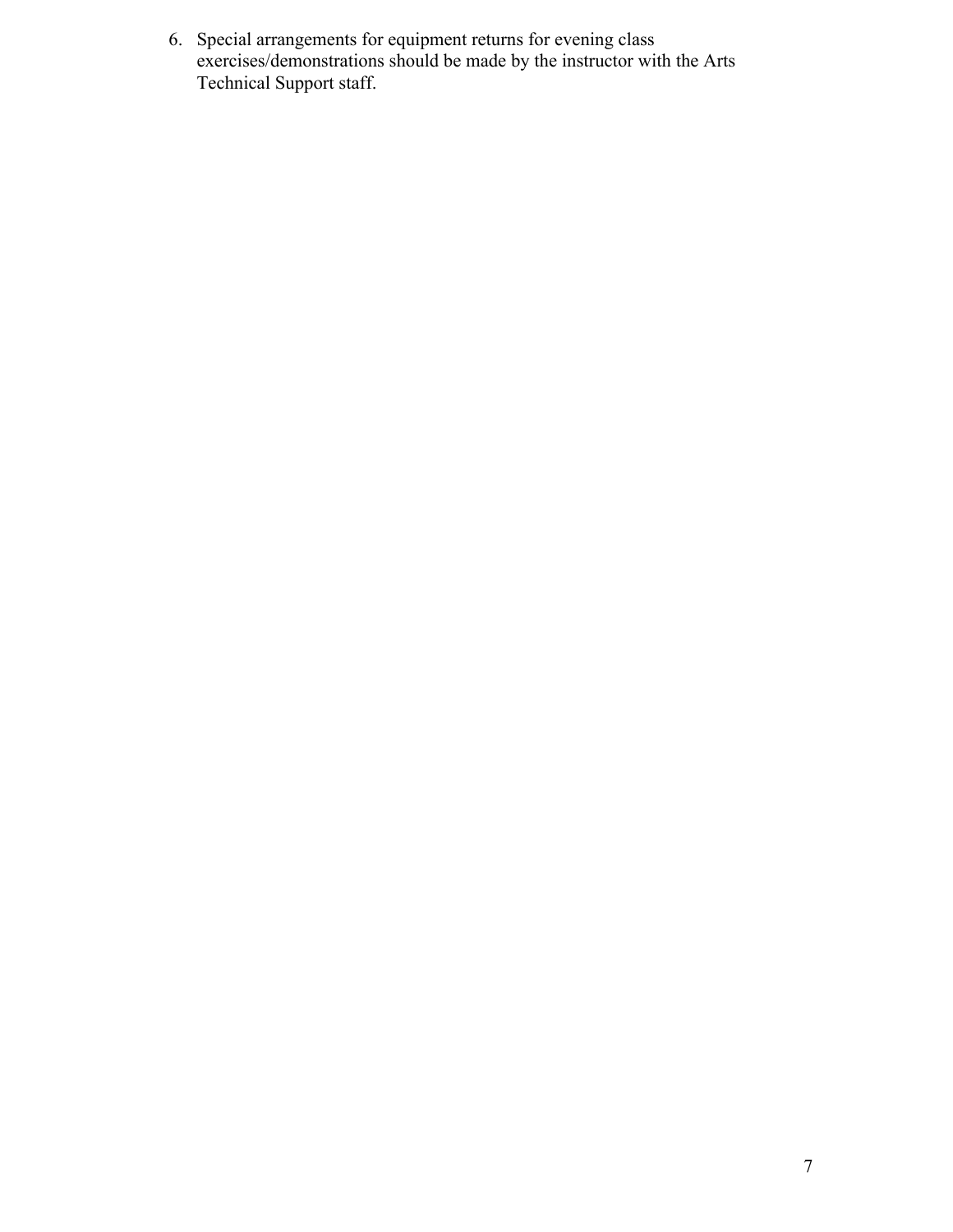6. Special arrangements for equipment returns for evening class exercises/demonstrations should be made by the instructor with the Arts Technical Support staff.